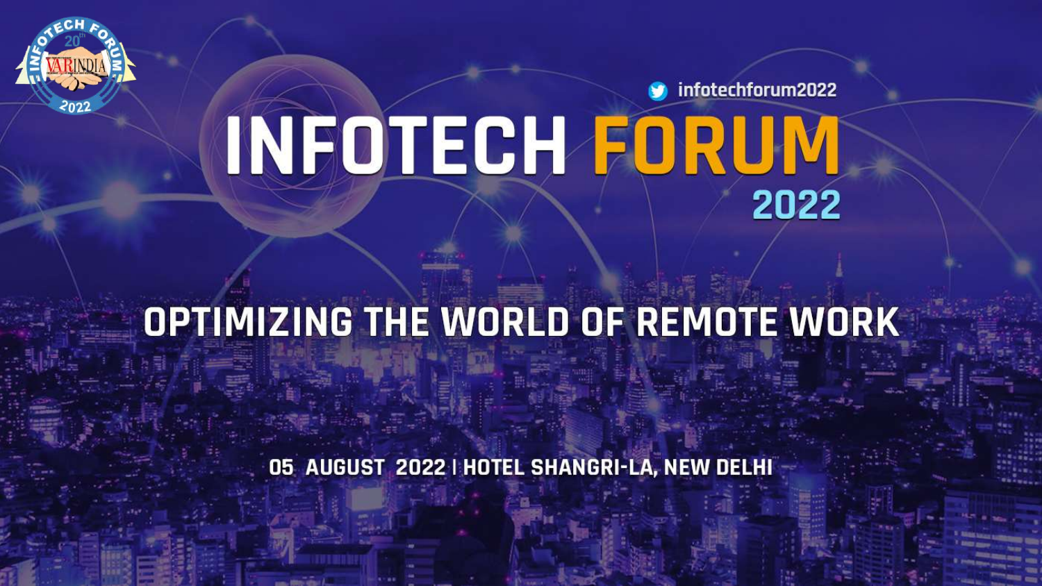infotechforum2022

# INFOTECH FORUM 2022

## OPTIMIZING THE WORLD OF REMOTE WORK

05 AUGUST 2022 | HOTEL SHANGRI-LA, NEW DELHI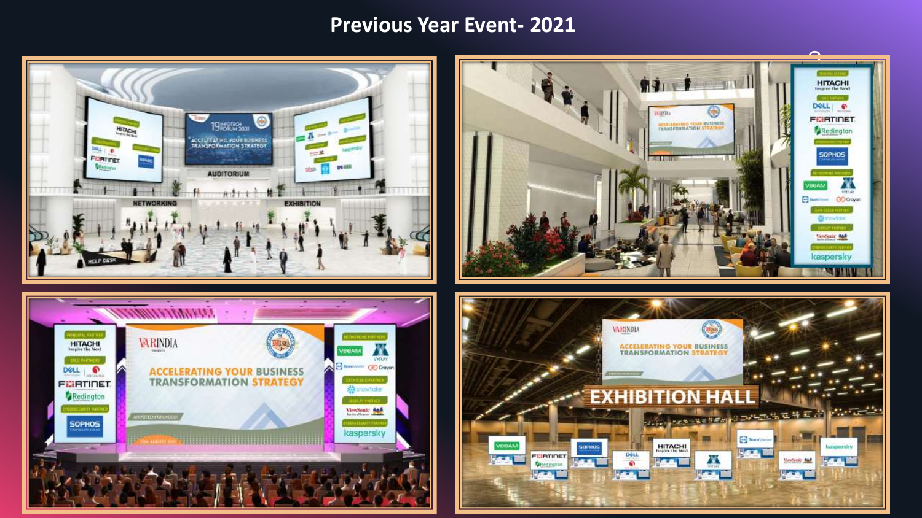# Previous Year Event- 2021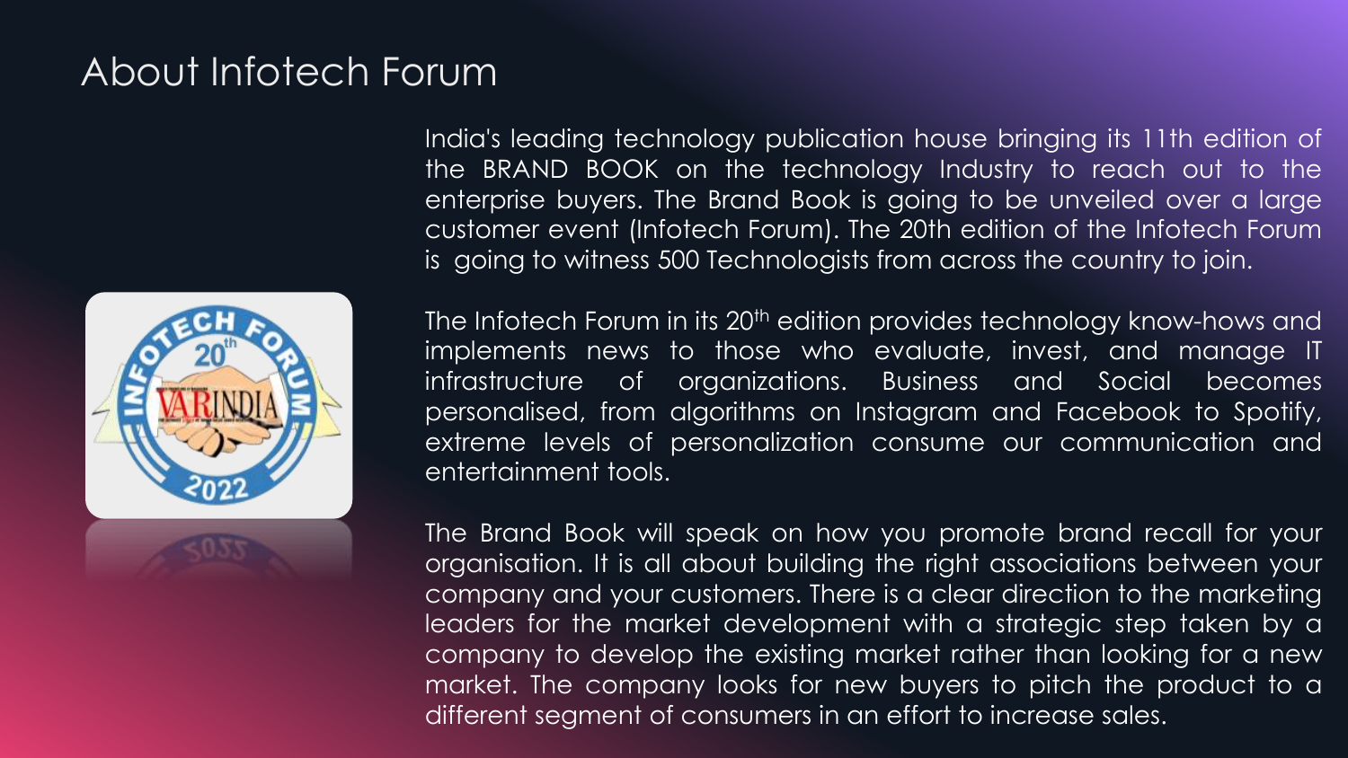# About Infotech Forum

India's leading technology publication house bringing its 11th edition of the BRAND BOOK on the technology Industry to reach out to the enterprise buyers. The Brand Book is going to be unveiled over a large customer event (Infotech Forum). The 20th edition of the Infotech Forum is going to witness 500 Technologists from across the country to join.

The Infotech Forum in its 20th edition provides technology know-hows and implements news to those who evaluate, invest, and manage IT infrastructure of organizations. Business and Social becomes personalised, from algorithms on Instagram and Facebook to Spotify, extreme levels of personalization consume our communication and entertainment tools.

The Brand Book will speak on how you promote brand recall for your organisation. It is all about building the right associations between your company and your customers. There is a clear direction to the marketing leaders for the market development with a strategic step taken by a company to develop the existing market rather than looking for a new market. The company looks for new buyers to pitch the product to a different segment of consumers in an effort to increase sales.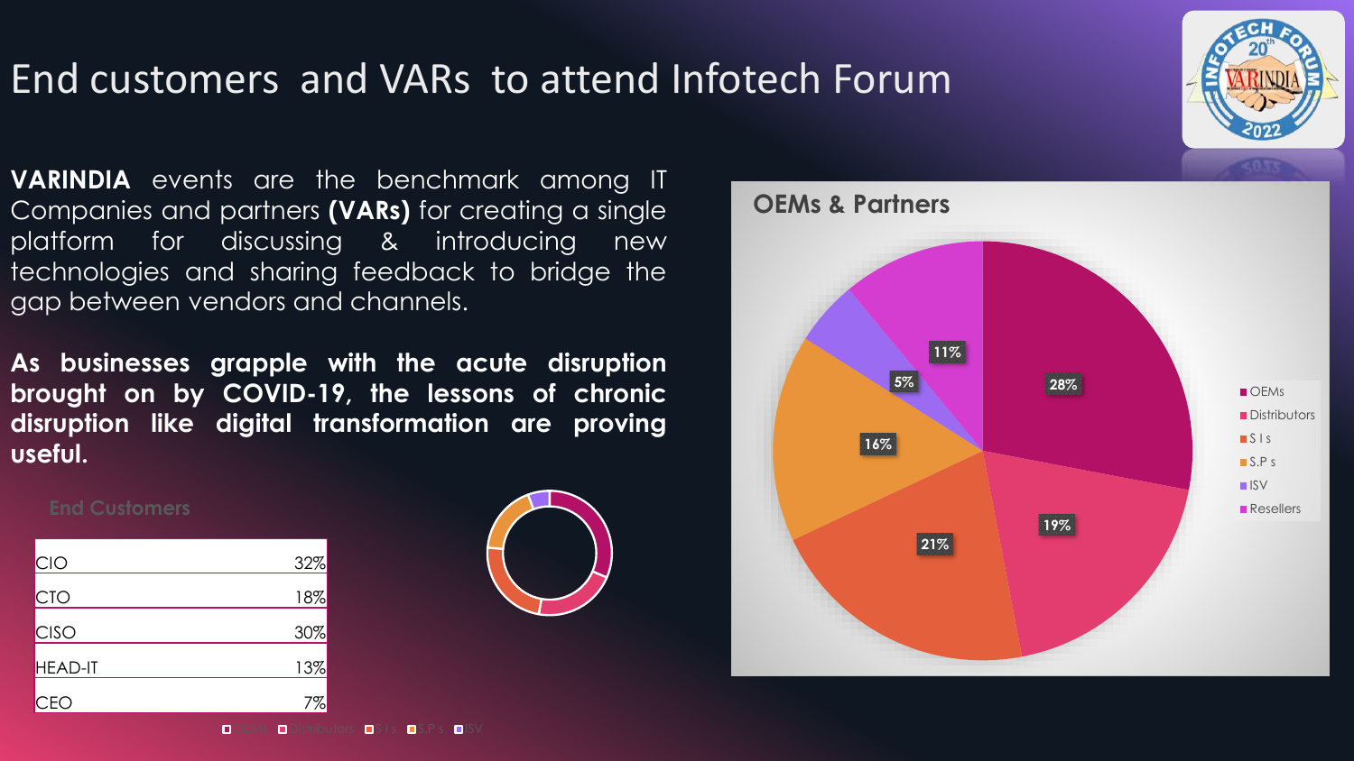# End customers and VARs to attend Infotech Forum

**VARINDIA** events are the benchmark among IT Companies and partners **(VARs)** for creating a single platform for discussing & introducing new technologies and sharing feedback to bridge the gap between vendors and channels.

**As businesses grapple with the acute disruption brought on by COVID-19, the lessons of chronic disruption like digital transformation are proving useful.**

## End Customers

| Role | Share |
|---|---|
| CIO | 32% |
| CTO | 18% |
| CISO | 30% |
| HEAD-IT | 13% |
| CEO | 7% |

## OEMs & Partners

| Category | Share |
|---|---|
| OEMs | 28% |
| Distributors | 19% |
| S I s | 21% |
| S.P s | 16% |
| ISV | 5% |
| Resellers | 11% |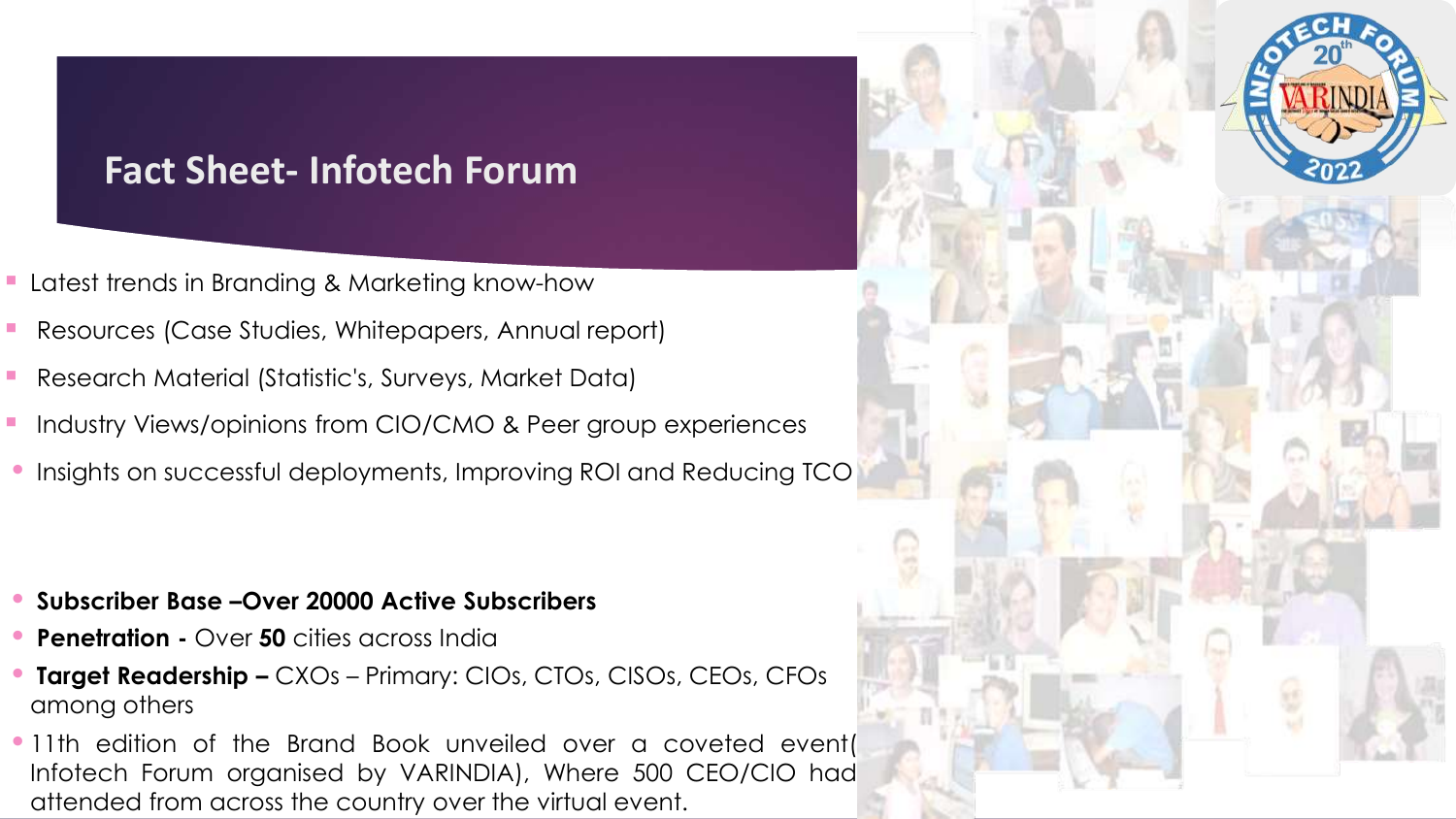# Fact Sheet- Infotech Forum

- Latest trends in Branding & Marketing know-how
- Resources (Case Studies, Whitepapers, Annual report)
- Research Material (Statistic's, Surveys, Market Data)
- Industry Views/opinions from CIO/CMO & Peer group experiences
- Insights on successful deployments, Improving ROI and Reducing TCO

- **Subscriber Base –Over 20000 Active Subscribers**
- **Penetration -** Over **50** cities across India
- **Target Readership –** CXOs – Primary: CIOs, CTOs, CISOs, CEOs, CFOs among others
- 11th edition of the Brand Book unveiled over a coveted event( Infotech Forum organised by VARINDIA), Where 500 CEO/CIO had attended from across the country over the virtual event.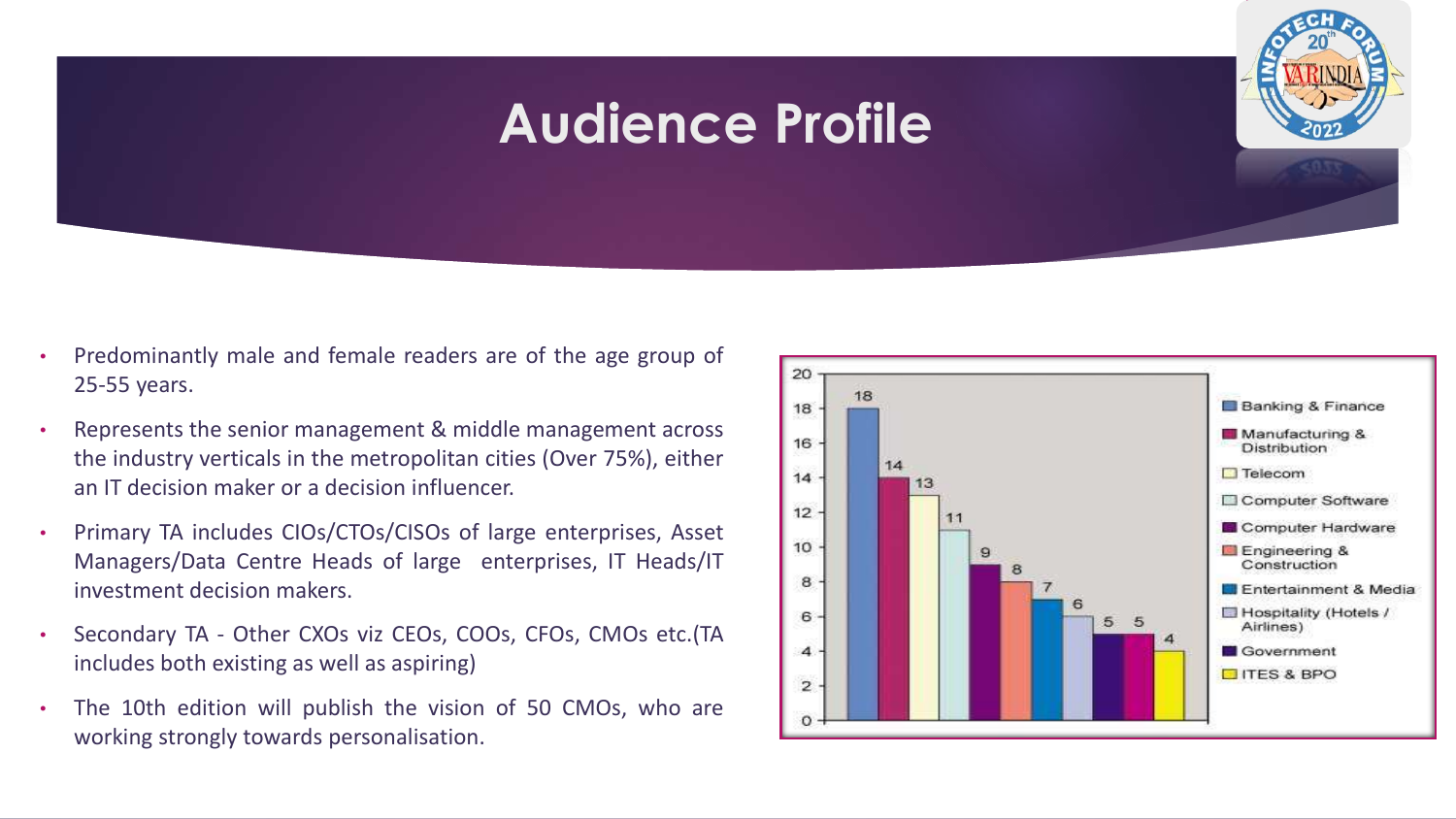# Audience Profile

- Predominantly male and female readers are of the age group of 25-55 years.
- Represents the senior management & middle management across the industry verticals in the metropolitan cities (Over 75%), either an IT decision maker or a decision influencer.
- Primary TA includes CIOs/CTOs/CISOs of large enterprises, Asset Managers/Data Centre Heads of large enterprises, IT Heads/IT investment decision makers.
- Secondary TA - Other CXOs viz CEOs, COOs, CFOs, CMOs etc.(TA includes both existing as well as aspiring)
- The 10th edition will publish the vision of 50 CMOs, who are working strongly towards personalisation.

| Industry Vertical | Value |
|---|---|
| Banking & Finance | 18 |
| Manufacturing & Distribution | 14 |
| Telecom | 13 |
| Computer Software | 11 |
| Computer Hardware | 9 |
| Engineering & Construction | 8 |
| Entertainment & Media | 7 |
| Hospitality (Hotels / Airlines) | 6 |
| Government | 5 |
| ITES & BPO | 5 |
| | 4 |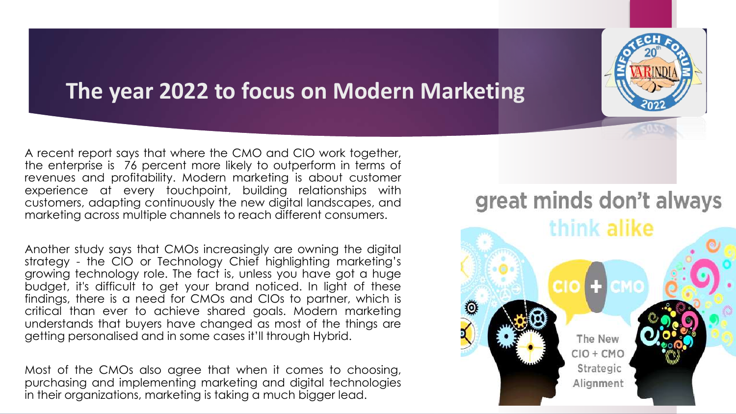# The year 2022 to focus on Modern Marketing

A recent report says that where the CMO and CIO work together, the enterprise is 76 percent more likely to outperform in terms of revenues and profitability. Modern marketing is about customer experience at every touchpoint, building relationships with customers, adapting continuously the new digital landscapes, and marketing across multiple channels to reach different consumers.

Another study says that CMOs increasingly are owning the digital strategy - the CIO or Technology Chief highlighting marketing's growing technology role. The fact is, unless you have got a huge budget, it's difficult to get your brand noticed. In light of these findings, there is a need for CMOs and CIOs to partner, which is critical than ever to achieve shared goals. Modern marketing understands that buyers have changed as most of the things are getting personalised and in some cases it'll through Hybrid.

Most of the CMOs also agree that when it comes to choosing, purchasing and implementing marketing and digital technologies in their organizations, marketing is taking a much bigger lead.

great minds don't always think alike

CIO + CMO

The New CIO + CMO Strategic Alignment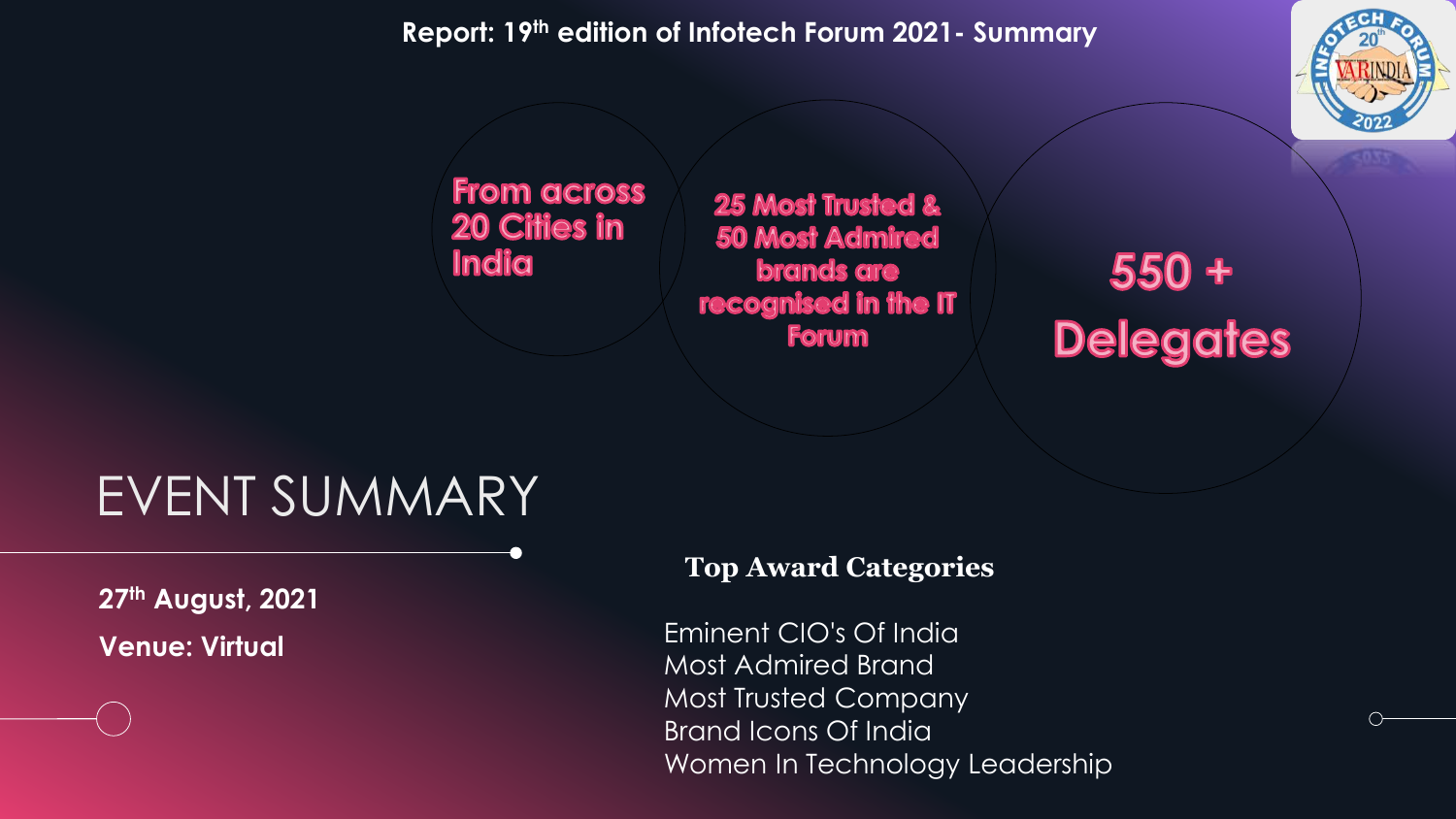Report: 19th edition of Infotech Forum 2021- Summary

From across 20 Cities in India

25 Most Trusted & 50 Most Admired brands are recognised in the IT Forum

550 + Delegates

# EVENT SUMMARY

**27th August, 2021**

**Venue: Virtual**

**Top Award Categories**

Eminent CIO's Of India
Most Admired Brand
Most Trusted Company
Brand Icons Of India
Women In Technology Leadership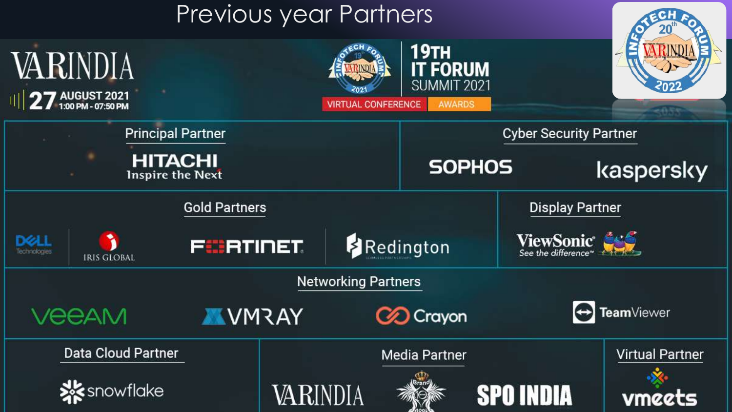# Previous year Partners

VARINDIA

27 AUGUST 2021
1:00 PM - 07:50 PM

19TH IT FORUM SUMMIT 2021

VIRTUAL CONFERENCE | AWARDS

## Principal Partner

HITACHI
Inspire the Next

## Cyber Security Partner

SOPHOS

kaspersky

## Gold Partners

DELL Technologies

IRIS GLOBAL

FORTINET

Redington

## Display Partner

ViewSonic
See the difference

## Networking Partners

veeAM

VMRAY

Crayon

TeamViewer

## Data Cloud Partner

snowflake

## Media Partner

VARINDIA

SPO INDIA

## Virtual Partner

vmeets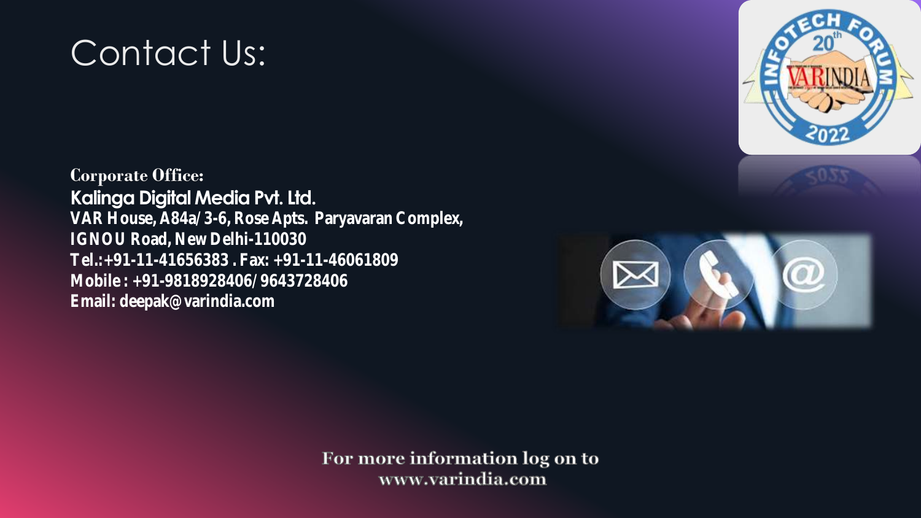# Contact Us:

**Corporate Office:**

**Kalinga Digital Media Pvt. Ltd.**

**VAR House, A84a/3-6, Rose Apts. Paryavaran Complex,**
**IGNOU Road, New Delhi-110030**
**Tel.:+91-11-41656383 . Fax: +91-11-46061809**
**Mobile : +91-9818928406/9643728406**
**Email: deepak@varindia.com**

For more information log on to
www.varindia.com